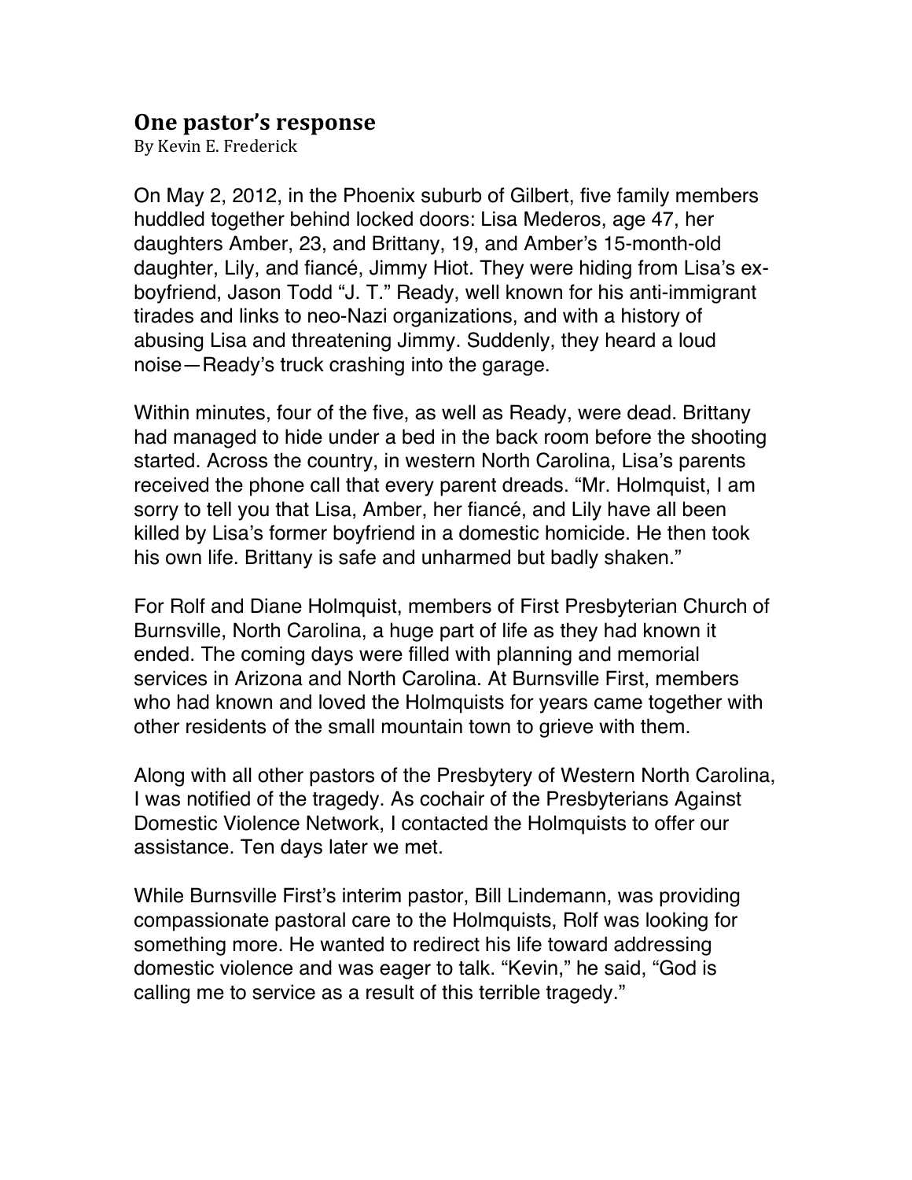## One pastor's response

By Kevin E. Frederick

On May 2, 2012, in the Phoenix suburb of Gilbert, five family members huddled together behind locked doors: Lisa Mederos, age 47, her daughters Amber, 23, and Brittany, 19, and Amber's 15-month-old daughter, Lily, and fiancé, Jimmy Hiot. They were hiding from Lisa's ex-boyfriend, Jason Todd "J. T." Ready, well known for his anti-immigrant tirades and links to neo-Nazi organizations, and with a history of abusing Lisa and threatening Jimmy. Suddenly, they heard a loud noise—Ready's truck crashing into the garage.

Within minutes, four of the five, as well as Ready, were dead. Brittany had managed to hide under a bed in the back room before the shooting started. Across the country, in western North Carolina, Lisa's parents received the phone call that every parent dreads. "Mr. Holmquist, I am sorry to tell you that Lisa, Amber, her fiancé, and Lily have all been killed by Lisa's former boyfriend in a domestic homicide. He then took his own life. Brittany is safe and unharmed but badly shaken."

For Rolf and Diane Holmquist, members of First Presbyterian Church of Burnsville, North Carolina, a huge part of life as they had known it ended. The coming days were filled with planning and memorial services in Arizona and North Carolina. At Burnsville First, members who had known and loved the Holmquists for years came together with other residents of the small mountain town to grieve with them.

Along with all other pastors of the Presbytery of Western North Carolina, I was notified of the tragedy. As cochair of the Presbyterians Against Domestic Violence Network, I contacted the Holmquists to offer our assistance. Ten days later we met.

While Burnsville First's interim pastor, Bill Lindemann, was providing compassionate pastoral care to the Holmquists, Rolf was looking for something more. He wanted to redirect his life toward addressing domestic violence and was eager to talk. "Kevin," he said, "God is calling me to service as a result of this terrible tragedy."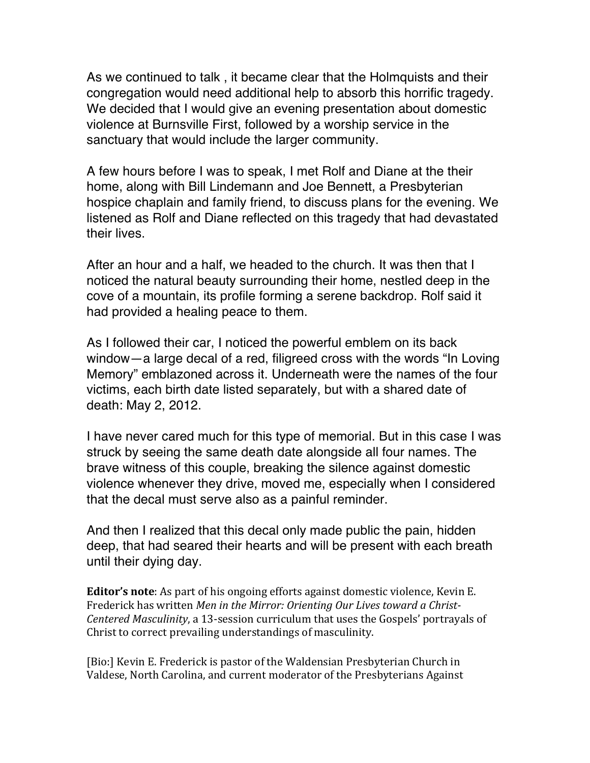As we continued to talk , it became clear that the Holmquists and their congregation would need additional help to absorb this horrific tragedy. We decided that I would give an evening presentation about domestic violence at Burnsville First, followed by a worship service in the sanctuary that would include the larger community.

A few hours before I was to speak, I met Rolf and Diane at the their home, along with Bill Lindemann and Joe Bennett, a Presbyterian hospice chaplain and family friend, to discuss plans for the evening. We listened as Rolf and Diane reflected on this tragedy that had devastated their lives.

After an hour and a half, we headed to the church. It was then that I noticed the natural beauty surrounding their home, nestled deep in the cove of a mountain, its profile forming a serene backdrop. Rolf said it had provided a healing peace to them.

As I followed their car, I noticed the powerful emblem on its back window—a large decal of a red, filigreed cross with the words "In Loving Memory" emblazoned across it. Underneath were the names of the four victims, each birth date listed separately, but with a shared date of death: May 2, 2012.

I have never cared much for this type of memorial. But in this case I was struck by seeing the same death date alongside all four names. The brave witness of this couple, breaking the silence against domestic violence whenever they drive, moved me, especially when I considered that the decal must serve also as a painful reminder.

And then I realized that this decal only made public the pain, hidden deep, that had seared their hearts and will be present with each breath until their dying day.

**Editor's note**: As part of his ongoing efforts against domestic violence, Kevin E. Frederick has written *Men in the Mirror: Orienting Our Lives toward a Christ-Centered Masculinity*, a 13-session curriculum that uses the Gospels' portrayals of Christ to correct prevailing understandings of masculinity.

[Bio:] Kevin E. Frederick is pastor of the Waldensian Presbyterian Church in Valdese, North Carolina, and current moderator of the Presbyterians Against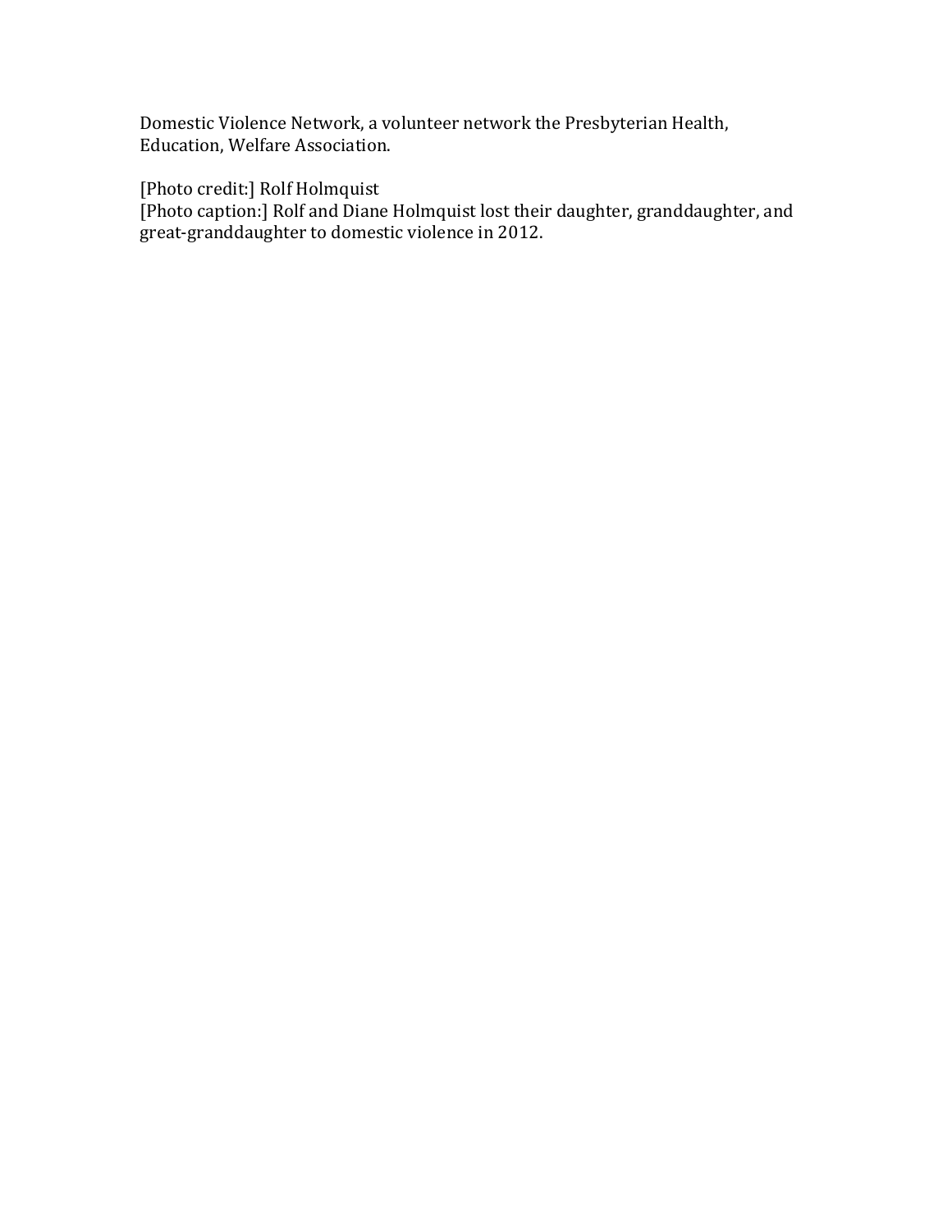Domestic Violence Network, a volunteer network the Presbyterian Health, Education, Welfare Association.

[Photo credit:] Rolf Holmquist
[Photo caption:] Rolf and Diane Holmquist lost their daughter, granddaughter, and great-granddaughter to domestic violence in 2012.